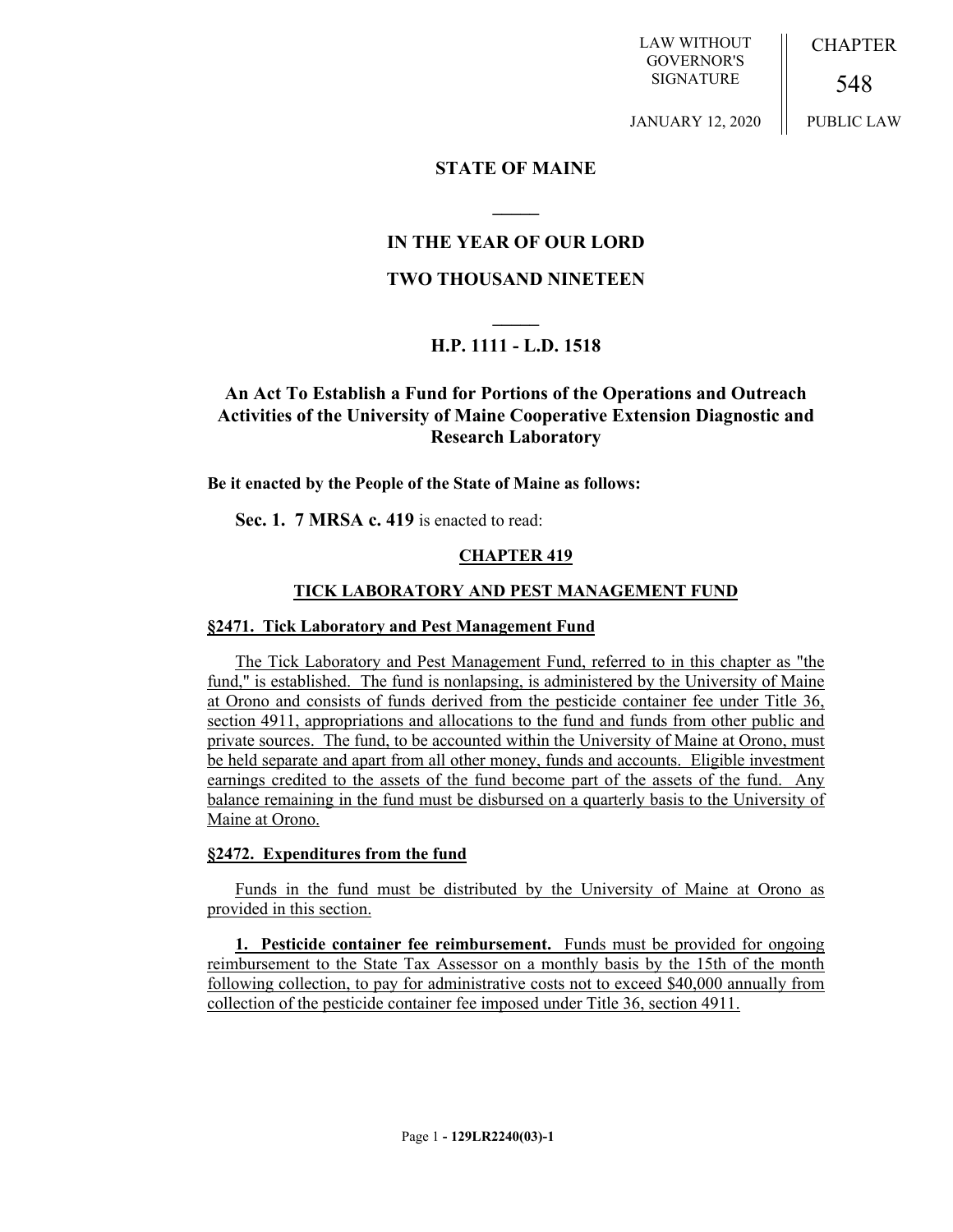LAW WITHOUT GOVERNOR'S SIGNATURE

JANUARY 12, 2020

CHAPTER 548

PUBLIC LAW

# STATE OF MAINE

## IN THE YEAR OF OUR LORD

## TWO THOUSAND NINETEEN

## H.P. 1111 - L.D. 1518

## An Act To Establish a Fund for Portions of the Operations and Outreach Activities of the University of Maine Cooperative Extension Diagnostic and Research Laboratory

**Be it enacted by the People of the State of Maine as follows:**

**Sec. 1. 7 MRSA c. 419** is enacted to read:

**CHAPTER 419**

**TICK LABORATORY AND PEST MANAGEMENT FUND**

**§2471. Tick Laboratory and Pest Management Fund**

The Tick Laboratory and Pest Management Fund, referred to in this chapter as "the fund," is established. The fund is nonlapsing, is administered by the University of Maine at Orono and consists of funds derived from the pesticide container fee under Title 36, section 4911, appropriations and allocations to the fund and funds from other public and private sources. The fund, to be accounted within the University of Maine at Orono, must be held separate and apart from all other money, funds and accounts. Eligible investment earnings credited to the assets of the fund become part of the assets of the fund. Any balance remaining in the fund must be disbursed on a quarterly basis to the University of Maine at Orono.

**§2472. Expenditures from the fund**

Funds in the fund must be distributed by the University of Maine at Orono as provided in this section.

**1. Pesticide container fee reimbursement.** Funds must be provided for ongoing reimbursement to the State Tax Assessor on a monthly basis by the 15th of the month following collection, to pay for administrative costs not to exceed $40,000 annually from collection of the pesticide container fee imposed under Title 36, section 4911.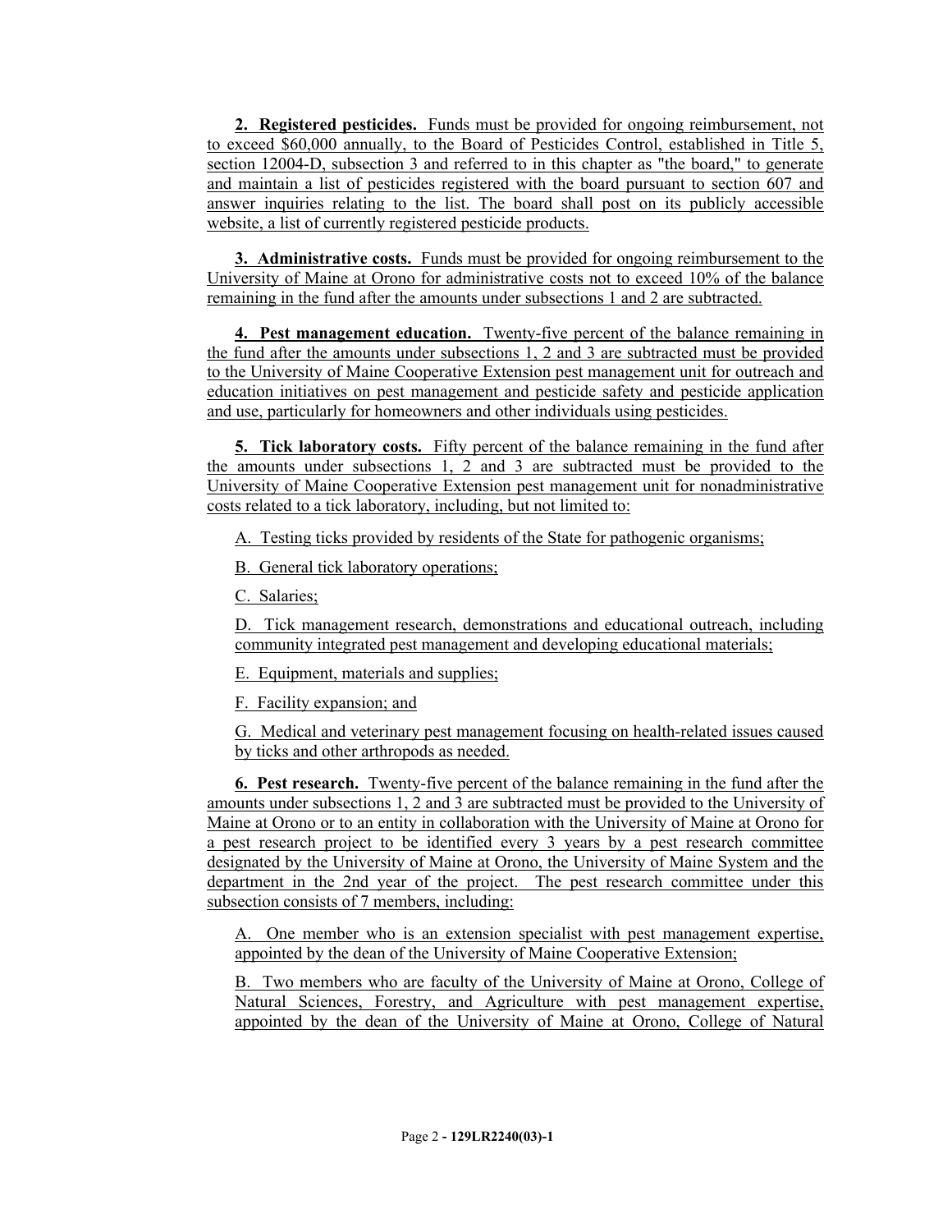**2. Registered pesticides.** Funds must be provided for ongoing reimbursement, not to exceed $60,000 annually, to the Board of Pesticides Control, established in Title 5, section 12004-D, subsection 3 and referred to in this chapter as "the board," to generate and maintain a list of pesticides registered with the board pursuant to section 607 and answer inquiries relating to the list. The board shall post on its publicly accessible website, a list of currently registered pesticide products.

**3. Administrative costs.** Funds must be provided for ongoing reimbursement to the University of Maine at Orono for administrative costs not to exceed 10% of the balance remaining in the fund after the amounts under subsections 1 and 2 are subtracted.

**4. Pest management education.** Twenty-five percent of the balance remaining in the fund after the amounts under subsections 1, 2 and 3 are subtracted must be provided to the University of Maine Cooperative Extension pest management unit for outreach and education initiatives on pest management and pesticide safety and pesticide application and use, particularly for homeowners and other individuals using pesticides.

**5. Tick laboratory costs.** Fifty percent of the balance remaining in the fund after the amounts under subsections 1, 2 and 3 are subtracted must be provided to the University of Maine Cooperative Extension pest management unit for nonadministrative costs related to a tick laboratory, including, but not limited to:

A. Testing ticks provided by residents of the State for pathogenic organisms;

B. General tick laboratory operations;

C. Salaries;

D. Tick management research, demonstrations and educational outreach, including community integrated pest management and developing educational materials;

E. Equipment, materials and supplies;

F. Facility expansion; and

G. Medical and veterinary pest management focusing on health-related issues caused by ticks and other arthropods as needed.

**6. Pest research.** Twenty-five percent of the balance remaining in the fund after the amounts under subsections 1, 2 and 3 are subtracted must be provided to the University of Maine at Orono or to an entity in collaboration with the University of Maine at Orono for a pest research project to be identified every 3 years by a pest research committee designated by the University of Maine at Orono, the University of Maine System and the department in the 2nd year of the project. The pest research committee under this subsection consists of 7 members, including:

A. One member who is an extension specialist with pest management expertise, appointed by the dean of the University of Maine Cooperative Extension;

B. Two members who are faculty of the University of Maine at Orono, College of Natural Sciences, Forestry, and Agriculture with pest management expertise, appointed by the dean of the University of Maine at Orono, College of Natural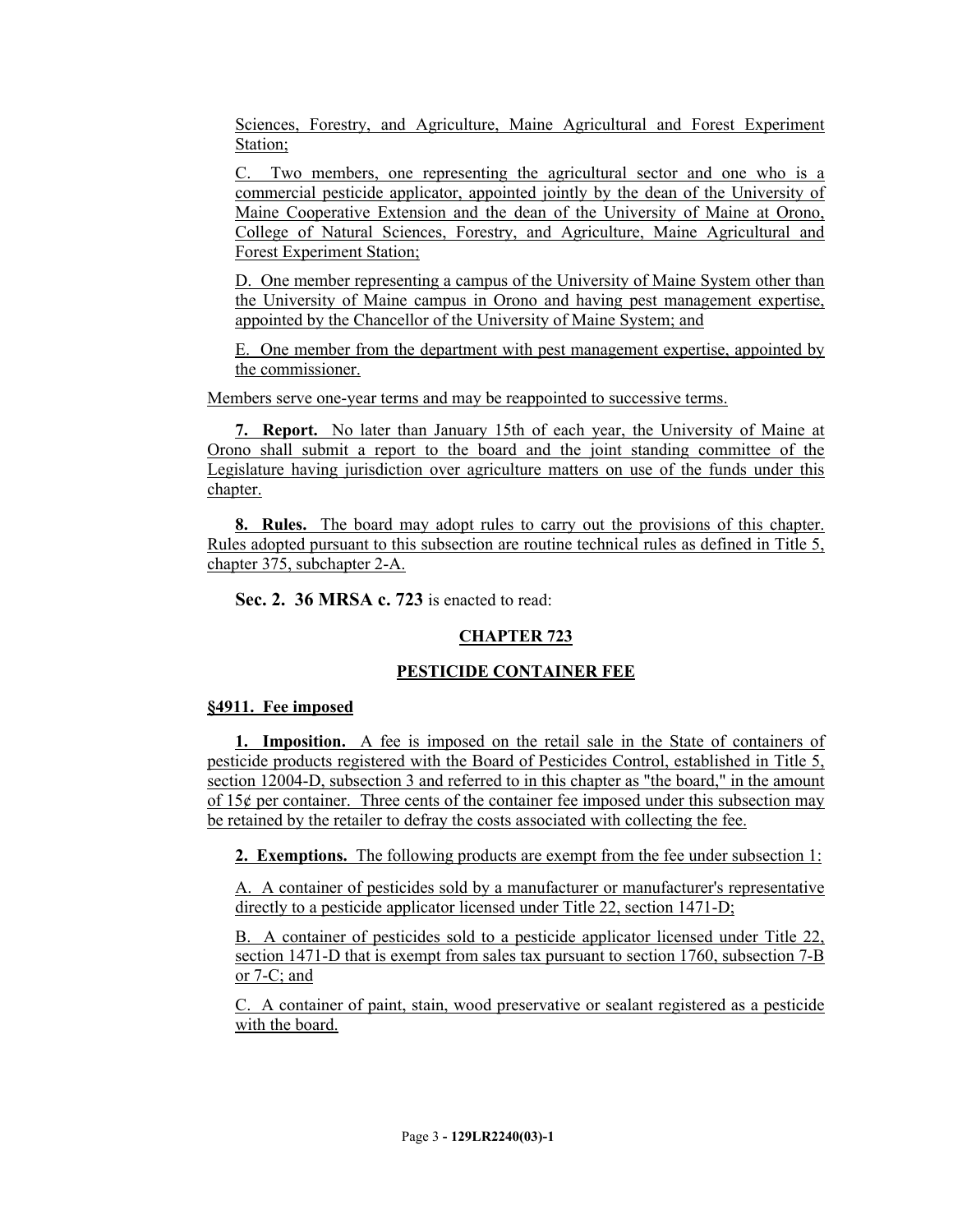Sciences, Forestry, and Agriculture, Maine Agricultural and Forest Experiment Station;

C. Two members, one representing the agricultural sector and one who is a commercial pesticide applicator, appointed jointly by the dean of the University of Maine Cooperative Extension and the dean of the University of Maine at Orono, College of Natural Sciences, Forestry, and Agriculture, Maine Agricultural and Forest Experiment Station;

D. One member representing a campus of the University of Maine System other than the University of Maine campus in Orono and having pest management expertise, appointed by the Chancellor of the University of Maine System; and

E. One member from the department with pest management expertise, appointed by the commissioner.

Members serve one-year terms and may be reappointed to successive terms.

**7. Report.** No later than January 15th of each year, the University of Maine at Orono shall submit a report to the board and the joint standing committee of the Legislature having jurisdiction over agriculture matters on use of the funds under this chapter.

**8. Rules.** The board may adopt rules to carry out the provisions of this chapter. Rules adopted pursuant to this subsection are routine technical rules as defined in Title 5, chapter 375, subchapter 2-A.

**Sec. 2. 36 MRSA c. 723** is enacted to read:

## CHAPTER 723

## PESTICIDE CONTAINER FEE

### §4911. Fee imposed

**1. Imposition.** A fee is imposed on the retail sale in the State of containers of pesticide products registered with the Board of Pesticides Control, established in Title 5, section 12004-D, subsection 3 and referred to in this chapter as "the board," in the amount of 15¢ per container. Three cents of the container fee imposed under this subsection may be retained by the retailer to defray the costs associated with collecting the fee.

**2. Exemptions.** The following products are exempt from the fee under subsection 1:

A. A container of pesticides sold by a manufacturer or manufacturer's representative directly to a pesticide applicator licensed under Title 22, section 1471-D;

B. A container of pesticides sold to a pesticide applicator licensed under Title 22, section 1471-D that is exempt from sales tax pursuant to section 1760, subsection 7-B or 7-C; and

C. A container of paint, stain, wood preservative or sealant registered as a pesticide with the board.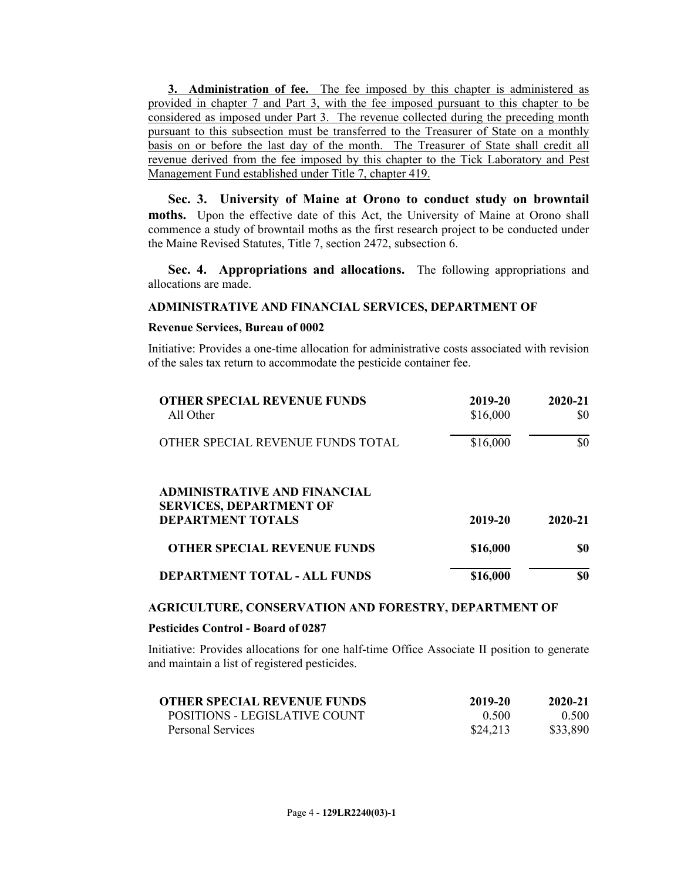**3. Administration of fee.** The fee imposed by this chapter is administered as provided in chapter 7 and Part 3, with the fee imposed pursuant to this chapter to be considered as imposed under Part 3. The revenue collected during the preceding month pursuant to this subsection must be transferred to the Treasurer of State on a monthly basis on or before the last day of the month. The Treasurer of State shall credit all revenue derived from the fee imposed by this chapter to the Tick Laboratory and Pest Management Fund established under Title 7, chapter 419.

**Sec. 3. University of Maine at Orono to conduct study on browntail moths.** Upon the effective date of this Act, the University of Maine at Orono shall commence a study of browntail moths as the first research project to be conducted under the Maine Revised Statutes, Title 7, section 2472, subsection 6.

**Sec. 4. Appropriations and allocations.** The following appropriations and allocations are made.

**ADMINISTRATIVE AND FINANCIAL SERVICES, DEPARTMENT OF**

**Revenue Services, Bureau of 0002**

Initiative: Provides a one-time allocation for administrative costs associated with revision of the sales tax return to accommodate the pesticide container fee.

| **OTHER SPECIAL REVENUE FUNDS** | **2019-20** | **2020-21** |
|---|---|---|
| All Other | $16,000 | $0 |
| OTHER SPECIAL REVENUE FUNDS TOTAL | $16,000 | $0 |

| **ADMINISTRATIVE AND FINANCIAL SERVICES, DEPARTMENT OF DEPARTMENT TOTALS** | **2019-20** | **2020-21** |
|---|---|---|
| **OTHER SPECIAL REVENUE FUNDS** | **$16,000** | **$0** |
| **DEPARTMENT TOTAL - ALL FUNDS** | **$16,000** | **$0** |

**AGRICULTURE, CONSERVATION AND FORESTRY, DEPARTMENT OF**

**Pesticides Control - Board of 0287**

Initiative: Provides allocations for one half-time Office Associate II position to generate and maintain a list of registered pesticides.

| **OTHER SPECIAL REVENUE FUNDS** | **2019-20** | **2020-21** |
|---|---|---|
| POSITIONS - LEGISLATIVE COUNT | 0.500 | 0.500 |
| Personal Services | $24,213 | $33,890 |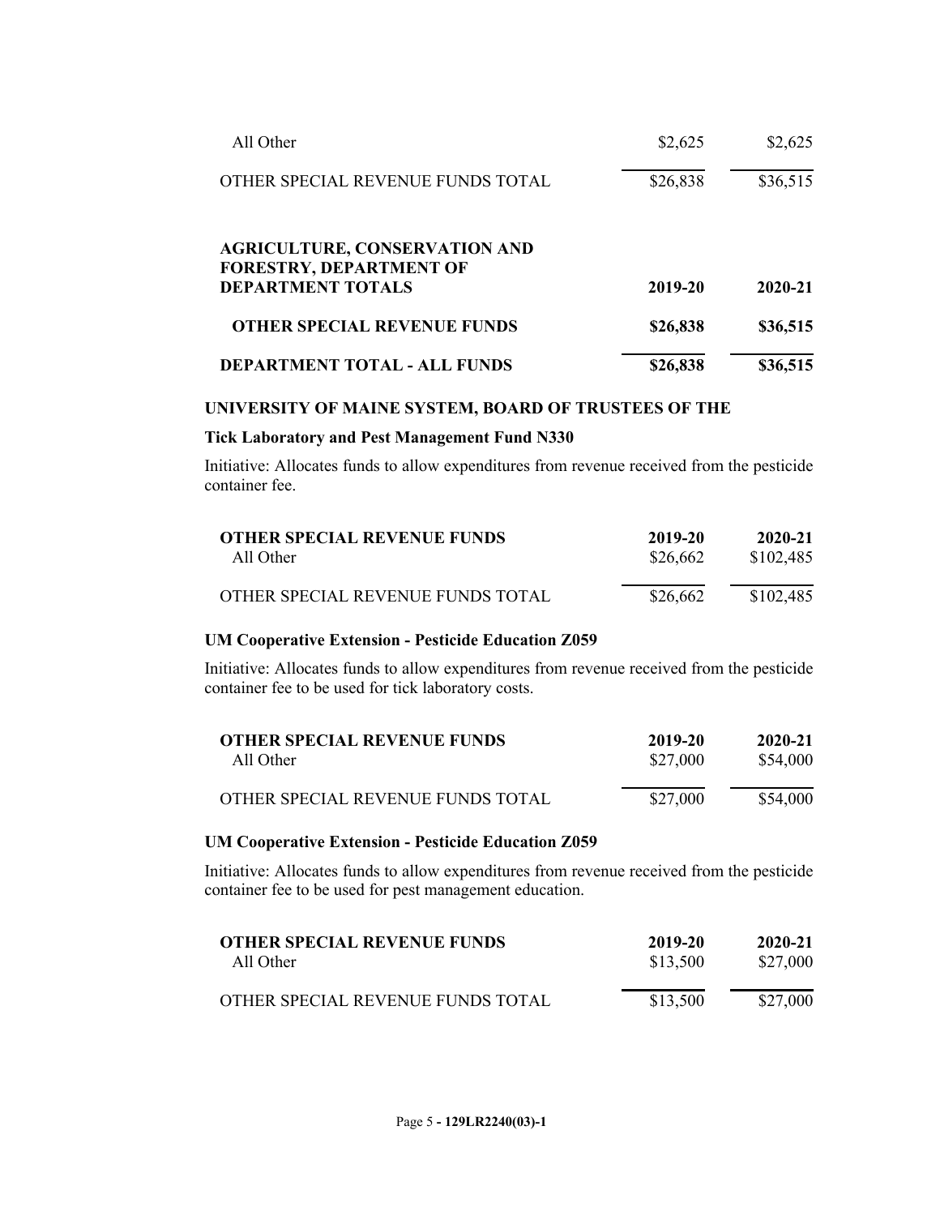| | | |
|---|---|---|
| All Other | $2,625 | $2,625 |
| OTHER SPECIAL REVENUE FUNDS TOTAL | $26,838 | $36,515 |

| **AGRICULTURE, CONSERVATION AND FORESTRY, DEPARTMENT OF DEPARTMENT TOTALS** | **2019-20** | **2020-21** |
|---|---|---|
| **OTHER SPECIAL REVENUE FUNDS** | **$26,838** | **$36,515** |
| **DEPARTMENT TOTAL - ALL FUNDS** | **$26,838** | **$36,515** |

**UNIVERSITY OF MAINE SYSTEM, BOARD OF TRUSTEES OF THE**

**Tick Laboratory and Pest Management Fund N330**

Initiative: Allocates funds to allow expenditures from revenue received from the pesticide container fee.

| **OTHER SPECIAL REVENUE FUNDS** | **2019-20** | **2020-21** |
|---|---|---|
| All Other | $26,662 | $102,485 |
| OTHER SPECIAL REVENUE FUNDS TOTAL | $26,662 | $102,485 |

**UM Cooperative Extension - Pesticide Education Z059**

Initiative: Allocates funds to allow expenditures from revenue received from the pesticide container fee to be used for tick laboratory costs.

| **OTHER SPECIAL REVENUE FUNDS** | **2019-20** | **2020-21** |
|---|---|---|
| All Other | $27,000 | $54,000 |
| OTHER SPECIAL REVENUE FUNDS TOTAL | $27,000 | $54,000 |

**UM Cooperative Extension - Pesticide Education Z059**

Initiative: Allocates funds to allow expenditures from revenue received from the pesticide container fee to be used for pest management education.

| **OTHER SPECIAL REVENUE FUNDS** | **2019-20** | **2020-21** |
|---|---|---|
| All Other | $13,500 | $27,000 |
| OTHER SPECIAL REVENUE FUNDS TOTAL | $13,500 | $27,000 |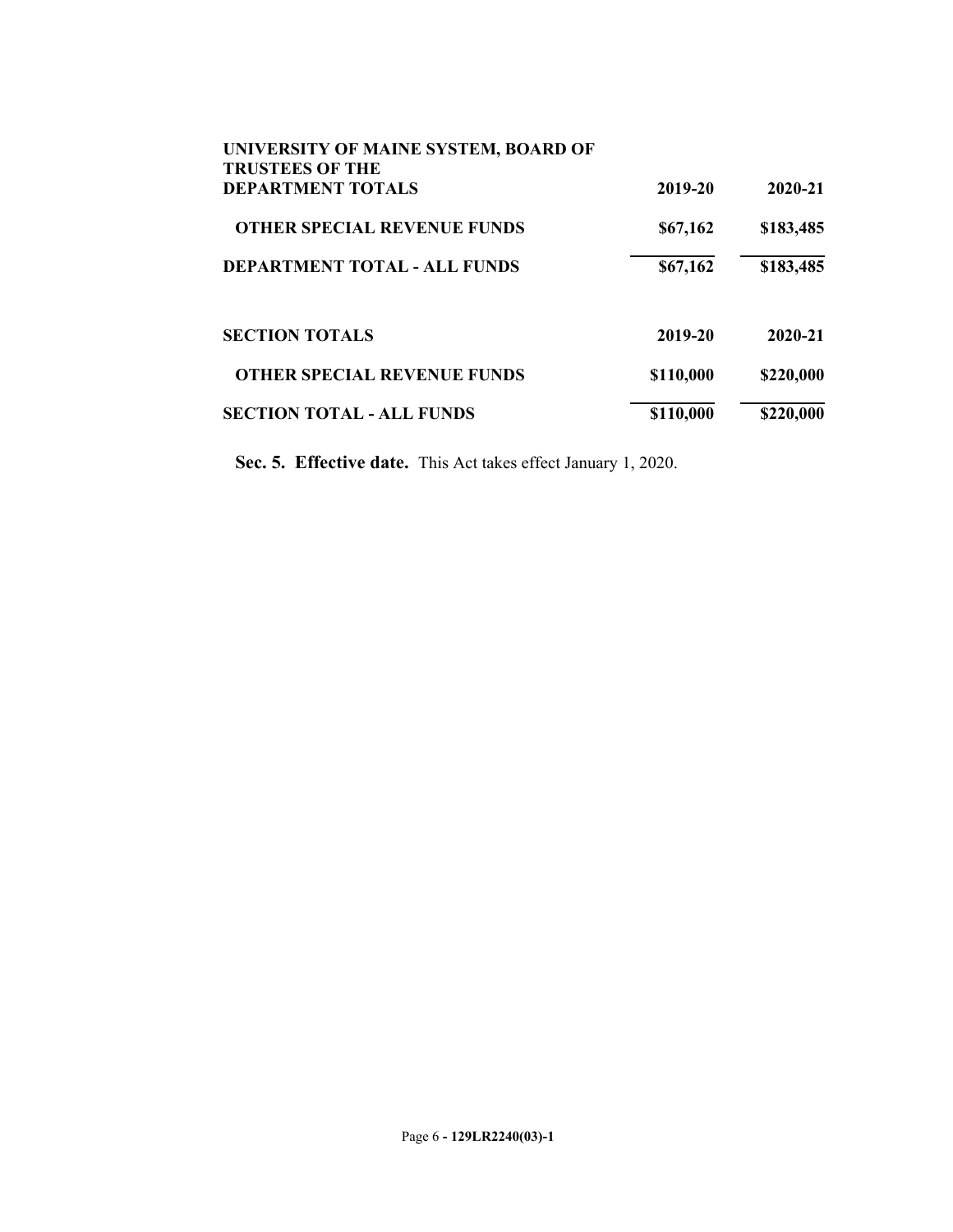| UNIVERSITY OF MAINE SYSTEM, BOARD OF TRUSTEES OF THE DEPARTMENT TOTALS | 2019-20 | 2020-21 |
|---|---|---|
| OTHER SPECIAL REVENUE FUNDS | $67,162 | $183,485 |
| DEPARTMENT TOTAL - ALL FUNDS | $67,162 | $183,485 |

| SECTION TOTALS | 2019-20 | 2020-21 |
|---|---|---|
| OTHER SPECIAL REVENUE FUNDS | $110,000 | $220,000 |
| SECTION TOTAL - ALL FUNDS | $110,000 | $220,000 |

**Sec. 5. Effective date.** This Act takes effect January 1, 2020.